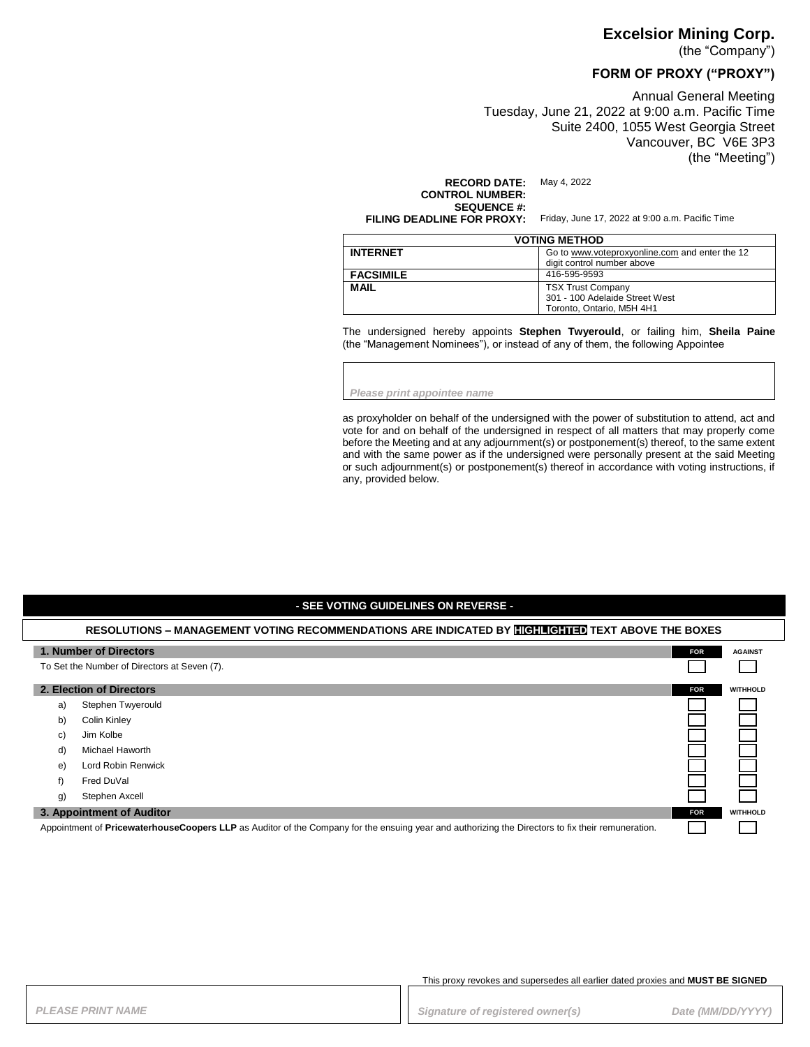# Excelsior Mining Corp.

(the "Company")

## FORM OF PROXY ("PROXY")

Annual General Meeting
Tuesday, June 21, 2022 at 9:00 a.m. Pacific Time
Suite 2400, 1055 West Georgia Street
Vancouver, BC V6E 3P3
(the "Meeting")

**RECORD DATE:** May 4, 2022
**CONTROL NUMBER:**
**SEQUENCE #:**
**FILING DEADLINE FOR PROXY:** Friday, June 17, 2022 at 9:00 a.m. Pacific Time

| VOTING METHOD | |
|---|---|
| **INTERNET** | Go to www.voteproxyonline.com and enter the 12 digit control number above |
| **FACSIMILE** | 416-595-9593 |
| **MAIL** | TSX Trust Company<br>301 - 100 Adelaide Street West<br>Toronto, Ontario, M5H 4H1 |

The undersigned hereby appoints **Stephen Twyerould**, or failing him, **Sheila Paine** (the "Management Nominees"), or instead of any of them, the following Appointee

*Please print appointee name*

as proxyholder on behalf of the undersigned with the power of substitution to attend, act and vote for and on behalf of the undersigned in respect of all matters that may properly come before the Meeting and at any adjournment(s) or postponement(s) thereof, to the same extent and with the same power as if the undersigned were personally present at the said Meeting or such adjournment(s) or postponement(s) thereof in accordance with voting instructions, if any, provided below.

**- SEE VOTING GUIDELINES ON REVERSE -**

**RESOLUTIONS – MANAGEMENT VOTING RECOMMENDATIONS ARE INDICATED BY HIGHLIGHTED TEXT ABOVE THE BOXES**

| **1. Number of Directors** | **FOR** | **AGAINST** |
|---|---|---|
| To Set the Number of Directors at Seven (7). | ☐ | ☐ |

| **2. Election of Directors** | **FOR** | **WITHHOLD** |
|---|---|---|
| a) Stephen Twyerould | ☐ | ☐ |
| b) Colin Kinley | ☐ | ☐ |
| c) Jim Kolbe | ☐ | ☐ |
| d) Michael Haworth | ☐ | ☐ |
| e) Lord Robin Renwick | ☐ | ☐ |
| f) Fred DuVal | ☐ | ☐ |
| g) Stephen Axcell | ☐ | ☐ |

| **3. Appointment of Auditor** | **FOR** | **WITHHOLD** |
|---|---|---|
| Appointment of **PricewaterhouseCoopers LLP** as Auditor of the Company for the ensuing year and authorizing the Directors to fix their remuneration. | ☐ | ☐ |

This proxy revokes and supersedes all earlier dated proxies and **MUST BE SIGNED**

*PLEASE PRINT NAME* | *Signature of registered owner(s)* | *Date (MM/DD/YYYY)*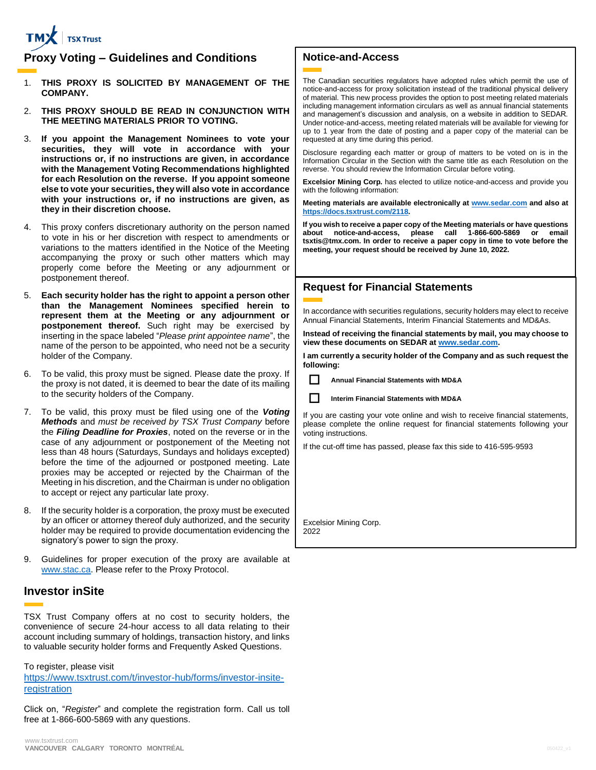TMX | TSX Trust

## Proxy Voting – Guidelines and Conditions

1. **THIS PROXY IS SOLICITED BY MANAGEMENT OF THE COMPANY.**
2. **THIS PROXY SHOULD BE READ IN CONJUNCTION WITH THE MEETING MATERIALS PRIOR TO VOTING.**
3. **If you appoint the Management Nominees to vote your securities, they will vote in accordance with your instructions or, if no instructions are given, in accordance with the Management Voting Recommendations highlighted for each Resolution on the reverse. If you appoint someone else to vote your securities, they will also vote in accordance with your instructions or, if no instructions are given, as they in their discretion choose.**
4. This proxy confers discretionary authority on the person named to vote in his or her discretion with respect to amendments or variations to the matters identified in the Notice of the Meeting accompanying the proxy or such other matters which may properly come before the Meeting or any adjournment or postponement thereof.
5. **Each security holder has the right to appoint a person other than the Management Nominees specified herein to represent them at the Meeting or any adjournment or postponement thereof.** Such right may be exercised by inserting in the space labeled "*Please print appointee name*", the name of the person to be appointed, who need not be a security holder of the Company.
6. To be valid, this proxy must be signed. Please date the proxy. If the proxy is not dated, it is deemed to bear the date of its mailing to the security holders of the Company.
7. To be valid, this proxy must be filed using one of the ***Voting Methods*** and *must be received by TSX Trust Company* before the ***Filing Deadline for Proxies***, noted on the reverse or in the case of any adjournment or postponement of the Meeting not less than 48 hours (Saturdays, Sundays and holidays excepted) before the time of the adjourned or postponed meeting. Late proxies may be accepted or rejected by the Chairman of the Meeting in his discretion, and the Chairman is under no obligation to accept or reject any particular late proxy.
8. If the security holder is a corporation, the proxy must be executed by an officer or attorney thereof duly authorized, and the security holder may be required to provide documentation evidencing the signatory's power to sign the proxy.
9. Guidelines for proper execution of the proxy are available at www.stac.ca. Please refer to the Proxy Protocol.

## Investor inSite

TSX Trust Company offers at no cost to security holders, the convenience of secure 24-hour access to all data relating to their account including summary of holdings, transaction history, and links to valuable security holder forms and Frequently Asked Questions.

To register, please visit
https://www.tsxtrust.com/t/investor-hub/forms/investor-insite-registration

Click on, "*Register*" and complete the registration form. Call us toll free at 1-866-600-5869 with any questions.

## Notice-and-Access

The Canadian securities regulators have adopted rules which permit the use of notice-and-access for proxy solicitation instead of the traditional physical delivery of material. This new process provides the option to post meeting related materials including management information circulars as well as annual financial statements and management's discussion and analysis, on a website in addition to SEDAR. Under notice-and-access, meeting related materials will be available for viewing for up to 1 year from the date of posting and a paper copy of the material can be requested at any time during this period.

Disclosure regarding each matter or group of matters to be voted on is in the Information Circular in the Section with the same title as each Resolution on the reverse. You should review the Information Circular before voting.

**Excelsior Mining Corp.** has elected to utilize notice-and-access and provide you with the following information:

**Meeting materials are available electronically at www.sedar.com and also at https://docs.tsxtrust.com/2118.**

**If you wish to receive a paper copy of the Meeting materials or have questions about notice-and-access, please call 1-866-600-5869 or email tsxtis@tmx.com. In order to receive a paper copy in time to vote before the meeting, your request should be received by June 10, 2022.**

## Request for Financial Statements

In accordance with securities regulations, security holders may elect to receive Annual Financial Statements, Interim Financial Statements and MD&As.

**Instead of receiving the financial statements by mail, you may choose to view these documents on SEDAR at www.sedar.com.**

**I am currently a security holder of the Company and as such request the following:**

☐ **Annual Financial Statements with MD&A**

☐ **Interim Financial Statements with MD&A**

If you are casting your vote online and wish to receive financial statements, please complete the online request for financial statements following your voting instructions.

If the cut-off time has passed, please fax this side to 416-595-9593

Excelsior Mining Corp.
2022

www.tsxtrust.com
VANCOUVER CALGARY TORONTO MONTRÉAL